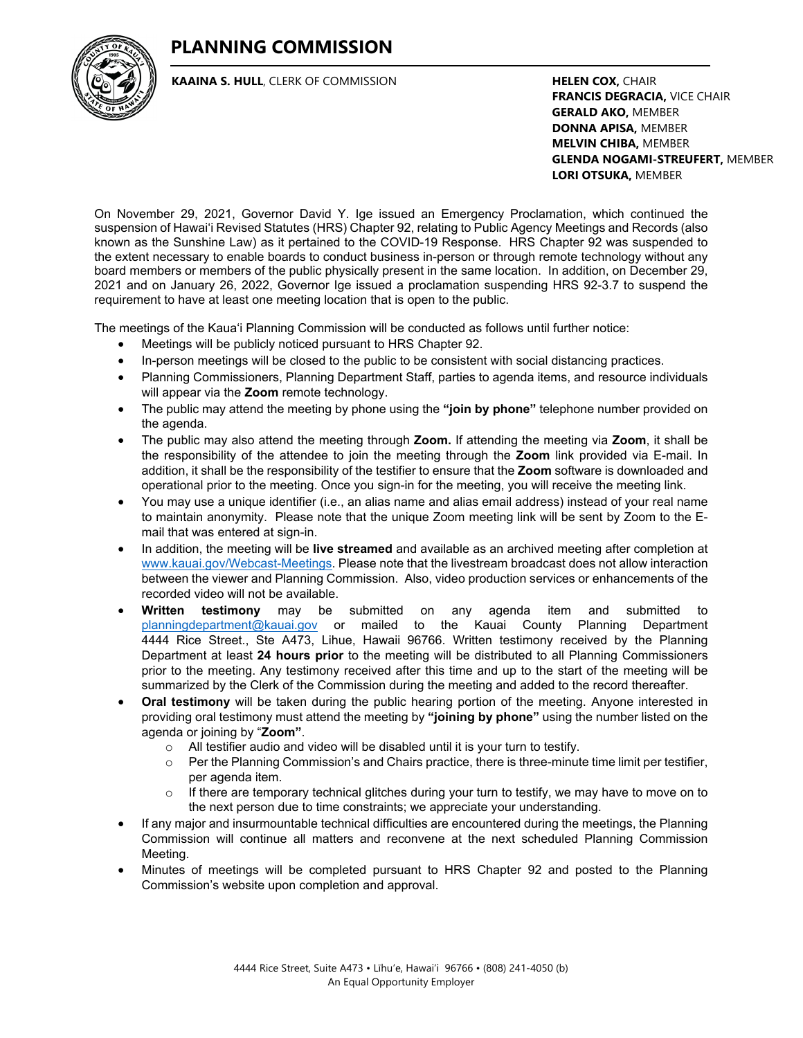# PLANNING COMMISSION

**KAAINA S. HULL**, CLERK OF COMMISSION

**HELEN COX,** CHAIR
**FRANCIS DEGRACIA,** VICE CHAIR
**GERALD AKO,** MEMBER
**DONNA APISA,** MEMBER
**MELVIN CHIBA,** MEMBER
**GLENDA NOGAMI-STREUFERT,** MEMBER
**LORI OTSUKA,** MEMBER

On November 29, 2021, Governor David Y. Ige issued an Emergency Proclamation, which continued the suspension of Hawai'i Revised Statutes (HRS) Chapter 92, relating to Public Agency Meetings and Records (also known as the Sunshine Law) as it pertained to the COVID-19 Response. HRS Chapter 92 was suspended to the extent necessary to enable boards to conduct business in-person or through remote technology without any board members or members of the public physically present in the same location. In addition, on December 29, 2021 and on January 26, 2022, Governor Ige issued a proclamation suspending HRS 92-3.7 to suspend the requirement to have at least one meeting location that is open to the public.

The meetings of the Kaua'i Planning Commission will be conducted as follows until further notice:

- Meetings will be publicly noticed pursuant to HRS Chapter 92.
- In-person meetings will be closed to the public to be consistent with social distancing practices.
- Planning Commissioners, Planning Department Staff, parties to agenda items, and resource individuals will appear via the **Zoom** remote technology.
- The public may attend the meeting by phone using the **"join by phone"** telephone number provided on the agenda.
- The public may also attend the meeting through **Zoom.** If attending the meeting via **Zoom**, it shall be the responsibility of the attendee to join the meeting through the **Zoom** link provided via E-mail. In addition, it shall be the responsibility of the testifier to ensure that the **Zoom** software is downloaded and operational prior to the meeting. Once you sign-in for the meeting, you will receive the meeting link.
- You may use a unique identifier (i.e., an alias name and alias email address) instead of your real name to maintain anonymity. Please note that the unique Zoom meeting link will be sent by Zoom to the E-mail that was entered at sign-in.
- In addition, the meeting will be **live streamed** and available as an archived meeting after completion at www.kauai.gov/Webcast-Meetings. Please note that the livestream broadcast does not allow interaction between the viewer and Planning Commission. Also, video production services or enhancements of the recorded video will not be available.
- **Written testimony** may be submitted on any agenda item and submitted to planningdepartment@kauai.gov or mailed to the Kauai County Planning Department 4444 Rice Street., Ste A473, Lihue, Hawaii 96766. Written testimony received by the Planning Department at least **24 hours prior** to the meeting will be distributed to all Planning Commissioners prior to the meeting. Any testimony received after this time and up to the start of the meeting will be summarized by the Clerk of the Commission during the meeting and added to the record thereafter.
- **Oral testimony** will be taken during the public hearing portion of the meeting. Anyone interested in providing oral testimony must attend the meeting by **"joining by phone"** using the number listed on the agenda or joining by "**Zoom"**.
    - All testifier audio and video will be disabled until it is your turn to testify.
    - Per the Planning Commission's and Chairs practice, there is three-minute time limit per testifier, per agenda item.
    - If there are temporary technical glitches during your turn to testify, we may have to move on to the next person due to time constraints; we appreciate your understanding.
- If any major and insurmountable technical difficulties are encountered during the meetings, the Planning Commission will continue all matters and reconvene at the next scheduled Planning Commission Meeting.
- Minutes of meetings will be completed pursuant to HRS Chapter 92 and posted to the Planning Commission's website upon completion and approval.

4444 Rice Street, Suite A473 • Līhu'e, Hawai'i 96766 • (808) 241-4050 (b)
An Equal Opportunity Employer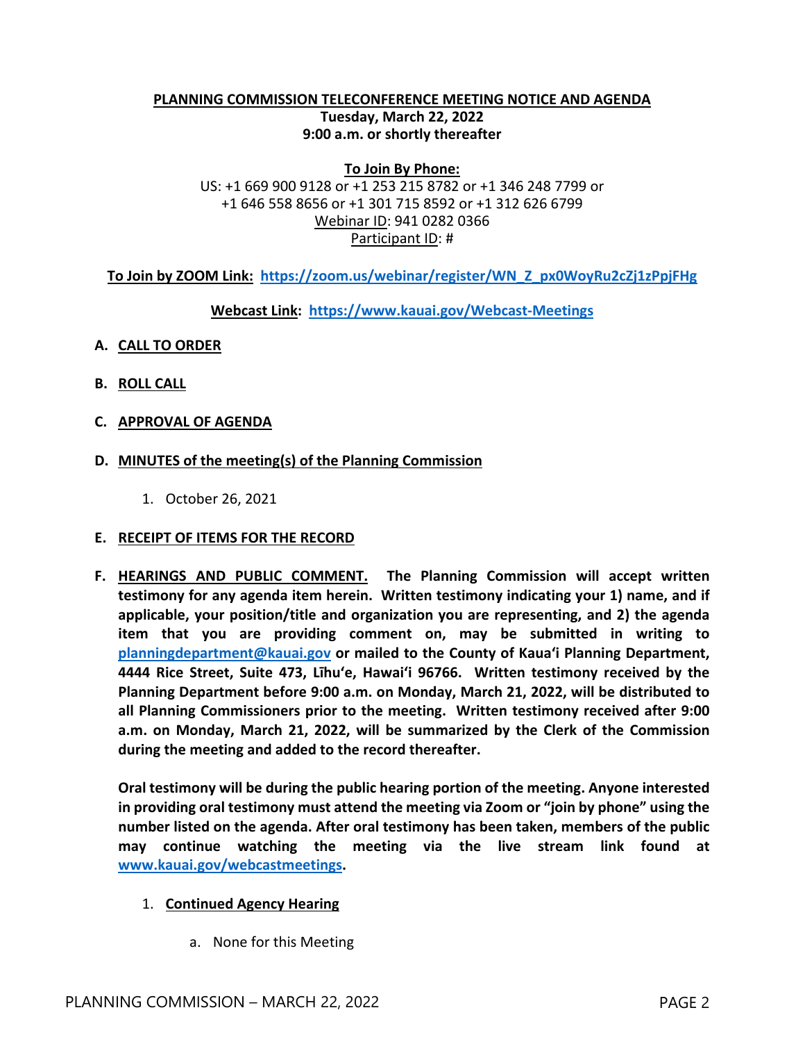**PLANNING COMMISSION TELECONFERENCE MEETING NOTICE AND AGENDA**
**Tuesday, March 22, 2022**
**9:00 a.m. or shortly thereafter**

**To Join By Phone:**
US: +1 669 900 9128 or +1 253 215 8782 or +1 346 248 7799 or +1 646 558 8656 or +1 301 715 8592 or +1 312 626 6799
Webinar ID: 941 0282 0366
Participant ID: #

**To Join by ZOOM Link: https://zoom.us/webinar/register/WN_Z_px0WoyRu2cZj1zPpjFHg**

**Webcast Link: https://www.kauai.gov/Webcast-Meetings**

**A. CALL TO ORDER**

**B. ROLL CALL**

**C. APPROVAL OF AGENDA**

**D. MINUTES of the meeting(s) of the Planning Commission**

1. October 26, 2021

**E. RECEIPT OF ITEMS FOR THE RECORD**

**F. HEARINGS AND PUBLIC COMMENT. The Planning Commission will accept written testimony for any agenda item herein. Written testimony indicating your 1) name, and if applicable, your position/title and organization you are representing, and 2) the agenda item that you are providing comment on, may be submitted in writing to planningdepartment@kauai.gov or mailed to the County of Kaua'i Planning Department, 4444 Rice Street, Suite 473, Līhu'e, Hawai'i 96766. Written testimony received by the Planning Department before 9:00 a.m. on Monday, March 21, 2022, will be distributed to all Planning Commissioners prior to the meeting. Written testimony received after 9:00 a.m. on Monday, March 21, 2022, will be summarized by the Clerk of the Commission during the meeting and added to the record thereafter.**

**Oral testimony will be during the public hearing portion of the meeting. Anyone interested in providing oral testimony must attend the meeting via Zoom or "join by phone" using the number listed on the agenda. After oral testimony has been taken, members of the public may continue watching the meeting via the live stream link found at www.kauai.gov/webcastmeetings.**

1. **Continued Agency Hearing**

   a. None for this Meeting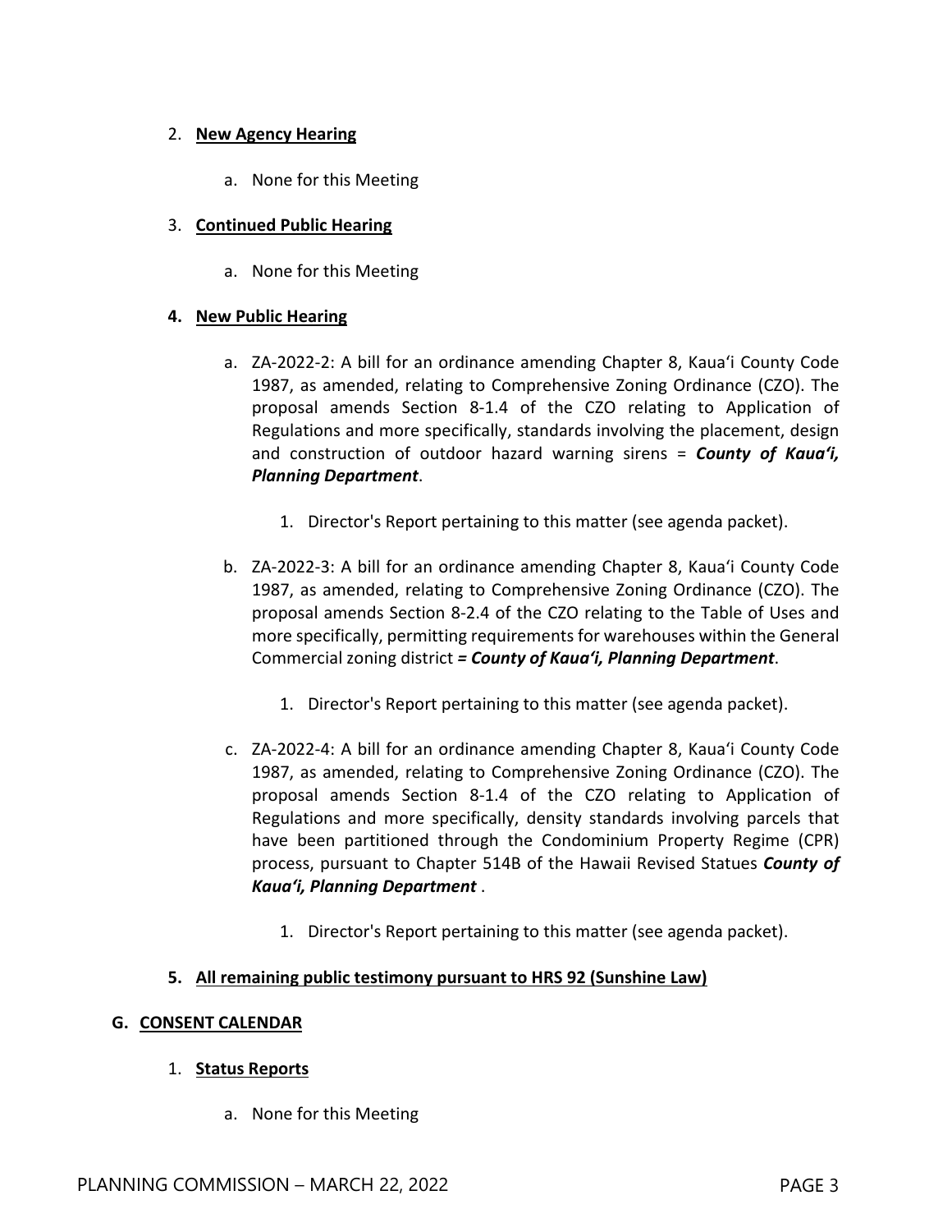2. **New Agency Hearing**

    a. None for this Meeting

3. **Continued Public Hearing**

    a. None for this Meeting

4. **New Public Hearing**

    a. ZA-2022-2: A bill for an ordinance amending Chapter 8, Kauaʻi County Code 1987, as amended, relating to Comprehensive Zoning Ordinance (CZO). The proposal amends Section 8-1.4 of the CZO relating to Application of Regulations and more specifically, standards involving the placement, design and construction of outdoor hazard warning sirens = ***County of Kauaʻi, Planning Department***.

        1. Director's Report pertaining to this matter (see agenda packet).

    b. ZA-2022-3: A bill for an ordinance amending Chapter 8, Kauaʻi County Code 1987, as amended, relating to Comprehensive Zoning Ordinance (CZO). The proposal amends Section 8-2.4 of the CZO relating to the Table of Uses and more specifically, permitting requirements for warehouses within the General Commercial zoning district ***= County of Kauaʻi, Planning Department***.

        1. Director's Report pertaining to this matter (see agenda packet).

    c. ZA-2022-4: A bill for an ordinance amending Chapter 8, Kauaʻi County Code 1987, as amended, relating to Comprehensive Zoning Ordinance (CZO). The proposal amends Section 8-1.4 of the CZO relating to Application of Regulations and more specifically, density standards involving parcels that have been partitioned through the Condominium Property Regime (CPR) process, pursuant to Chapter 514B of the Hawaii Revised Statues ***County of Kauaʻi, Planning Department*** .

        1. Director's Report pertaining to this matter (see agenda packet).

5. **All remaining public testimony pursuant to HRS 92 (Sunshine Law)**

**G. CONSENT CALENDAR**

1. **Status Reports**

    a. None for this Meeting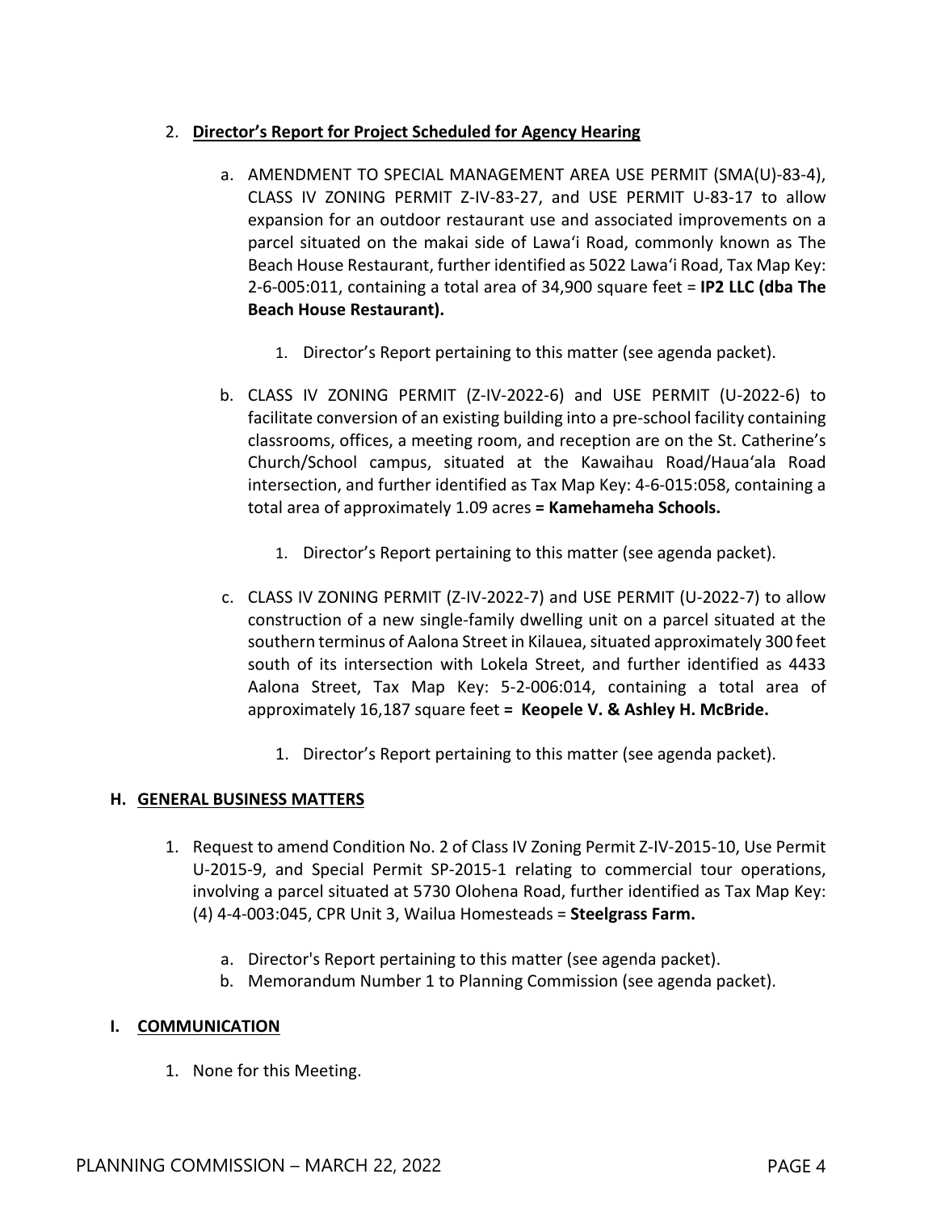2. **Director's Report for Project Scheduled for Agency Hearing**

   a. AMENDMENT TO SPECIAL MANAGEMENT AREA USE PERMIT (SMA(U)-83-4), CLASS IV ZONING PERMIT Z-IV-83-27, and USE PERMIT U-83-17 to allow expansion for an outdoor restaurant use and associated improvements on a parcel situated on the makai side of Lawaʻi Road, commonly known as The Beach House Restaurant, further identified as 5022 Lawaʻi Road, Tax Map Key: 2-6-005:011, containing a total area of 34,900 square feet = **IP2 LLC (dba The Beach House Restaurant).**

      1. Director's Report pertaining to this matter (see agenda packet).

   b. CLASS IV ZONING PERMIT (Z-IV-2022-6) and USE PERMIT (U-2022-6) to facilitate conversion of an existing building into a pre-school facility containing classrooms, offices, a meeting room, and reception are on the St. Catherine's Church/School campus, situated at the Kawaihau Road/Hauaʻala Road intersection, and further identified as Tax Map Key: 4-6-015:058, containing a total area of approximately 1.09 acres **= Kamehameha Schools.**

      1. Director's Report pertaining to this matter (see agenda packet).

   c. CLASS IV ZONING PERMIT (Z-IV-2022-7) and USE PERMIT (U-2022-7) to allow construction of a new single-family dwelling unit on a parcel situated at the southern terminus of Aalona Street in Kilauea, situated approximately 300 feet south of its intersection with Lokela Street, and further identified as 4433 Aalona Street, Tax Map Key: 5-2-006:014, containing a total area of approximately 16,187 square feet **= Keopele V. & Ashley H. McBride.**

      1. Director's Report pertaining to this matter (see agenda packet).

## H. GENERAL BUSINESS MATTERS

1. Request to amend Condition No. 2 of Class IV Zoning Permit Z-IV-2015-10, Use Permit U-2015-9, and Special Permit SP-2015-1 relating to commercial tour operations, involving a parcel situated at 5730 Olohena Road, further identified as Tax Map Key: (4) 4-4-003:045, CPR Unit 3, Wailua Homesteads = **Steelgrass Farm.**

   a. Director's Report pertaining to this matter (see agenda packet).
   b. Memorandum Number 1 to Planning Commission (see agenda packet).

## I. COMMUNICATION

1. None for this Meeting.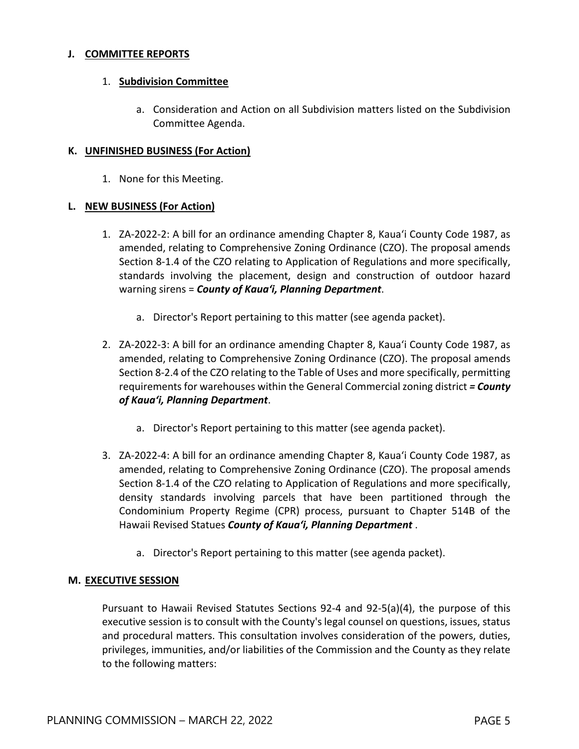## J. COMMITTEE REPORTS

1. **Subdivision Committee**

    a. Consideration and Action on all Subdivision matters listed on the Subdivision Committee Agenda.

## K. UNFINISHED BUSINESS (For Action)

1. None for this Meeting.

## L. NEW BUSINESS (For Action)

1. ZA-2022-2: A bill for an ordinance amending Chapter 8, Kauaʻi County Code 1987, as amended, relating to Comprehensive Zoning Ordinance (CZO). The proposal amends Section 8-1.4 of the CZO relating to Application of Regulations and more specifically, standards involving the placement, design and construction of outdoor hazard warning sirens = ***County of Kauaʻi, Planning Department***.

    a. Director's Report pertaining to this matter (see agenda packet).

2. ZA-2022-3: A bill for an ordinance amending Chapter 8, Kauaʻi County Code 1987, as amended, relating to Comprehensive Zoning Ordinance (CZO). The proposal amends Section 8-2.4 of the CZO relating to the Table of Uses and more specifically, permitting requirements for warehouses within the General Commercial zoning district ***= County of Kauaʻi, Planning Department***.

    a. Director's Report pertaining to this matter (see agenda packet).

3. ZA-2022-4: A bill for an ordinance amending Chapter 8, Kauaʻi County Code 1987, as amended, relating to Comprehensive Zoning Ordinance (CZO). The proposal amends Section 8-1.4 of the CZO relating to Application of Regulations and more specifically, density standards involving parcels that have been partitioned through the Condominium Property Regime (CPR) process, pursuant to Chapter 514B of the Hawaii Revised Statues ***County of Kauaʻi, Planning Department*** .

    a. Director's Report pertaining to this matter (see agenda packet).

## M. EXECUTIVE SESSION

Pursuant to Hawaii Revised Statutes Sections 92-4 and 92-5(a)(4), the purpose of this executive session is to consult with the County's legal counsel on questions, issues, status and procedural matters. This consultation involves consideration of the powers, duties, privileges, immunities, and/or liabilities of the Commission and the County as they relate to the following matters: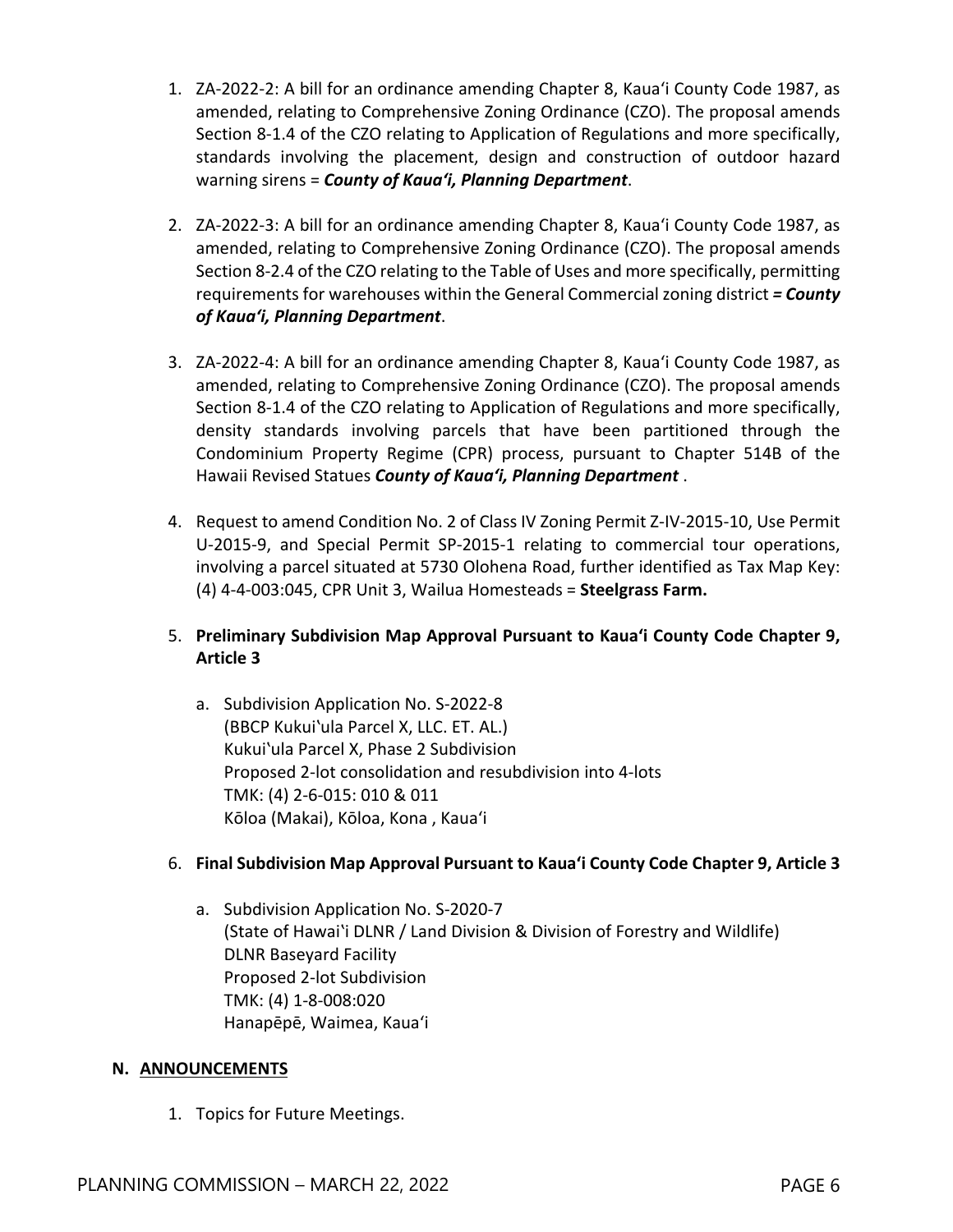1. ZA-2022-2: A bill for an ordinance amending Chapter 8, Kauaʻi County Code 1987, as amended, relating to Comprehensive Zoning Ordinance (CZO). The proposal amends Section 8-1.4 of the CZO relating to Application of Regulations and more specifically, standards involving the placement, design and construction of outdoor hazard warning sirens = ***County of Kauaʻi, Planning Department***.

2. ZA-2022-3: A bill for an ordinance amending Chapter 8, Kauaʻi County Code 1987, as amended, relating to Comprehensive Zoning Ordinance (CZO). The proposal amends Section 8-2.4 of the CZO relating to the Table of Uses and more specifically, permitting requirements for warehouses within the General Commercial zoning district ***= County of Kauaʻi, Planning Department***.

3. ZA-2022-4: A bill for an ordinance amending Chapter 8, Kauaʻi County Code 1987, as amended, relating to Comprehensive Zoning Ordinance (CZO). The proposal amends Section 8-1.4 of the CZO relating to Application of Regulations and more specifically, density standards involving parcels that have been partitioned through the Condominium Property Regime (CPR) process, pursuant to Chapter 514B of the Hawaii Revised Statues ***County of Kauaʻi, Planning Department*** .

4. Request to amend Condition No. 2 of Class IV Zoning Permit Z-IV-2015-10, Use Permit U-2015-9, and Special Permit SP-2015-1 relating to commercial tour operations, involving a parcel situated at 5730 Olohena Road, further identified as Tax Map Key: (4) 4-4-003:045, CPR Unit 3, Wailua Homesteads = **Steelgrass Farm.**

5. **Preliminary Subdivision Map Approval Pursuant to Kauaʻi County Code Chapter 9, Article 3**

   a. Subdivision Application No. S-2022-8
      (BBCP Kukuiʻula Parcel X, LLC. ET. AL.)
      Kukuiʻula Parcel X, Phase 2 Subdivision
      Proposed 2-lot consolidation and resubdivision into 4-lots
      TMK: (4) 2-6-015: 010 & 011
      Kōloa (Makai), Kōloa, Kona , Kauaʻi

6. **Final Subdivision Map Approval Pursuant to Kauaʻi County Code Chapter 9, Article 3**

   a. Subdivision Application No. S-2020-7
      (State of Hawaiʻi DLNR / Land Division & Division of Forestry and Wildlife)
      DLNR Baseyard Facility
      Proposed 2-lot Subdivision
      TMK: (4) 1-8-008:020
      Hanapēpē, Waimea, Kauaʻi

## N. ANNOUNCEMENTS

1. Topics for Future Meetings.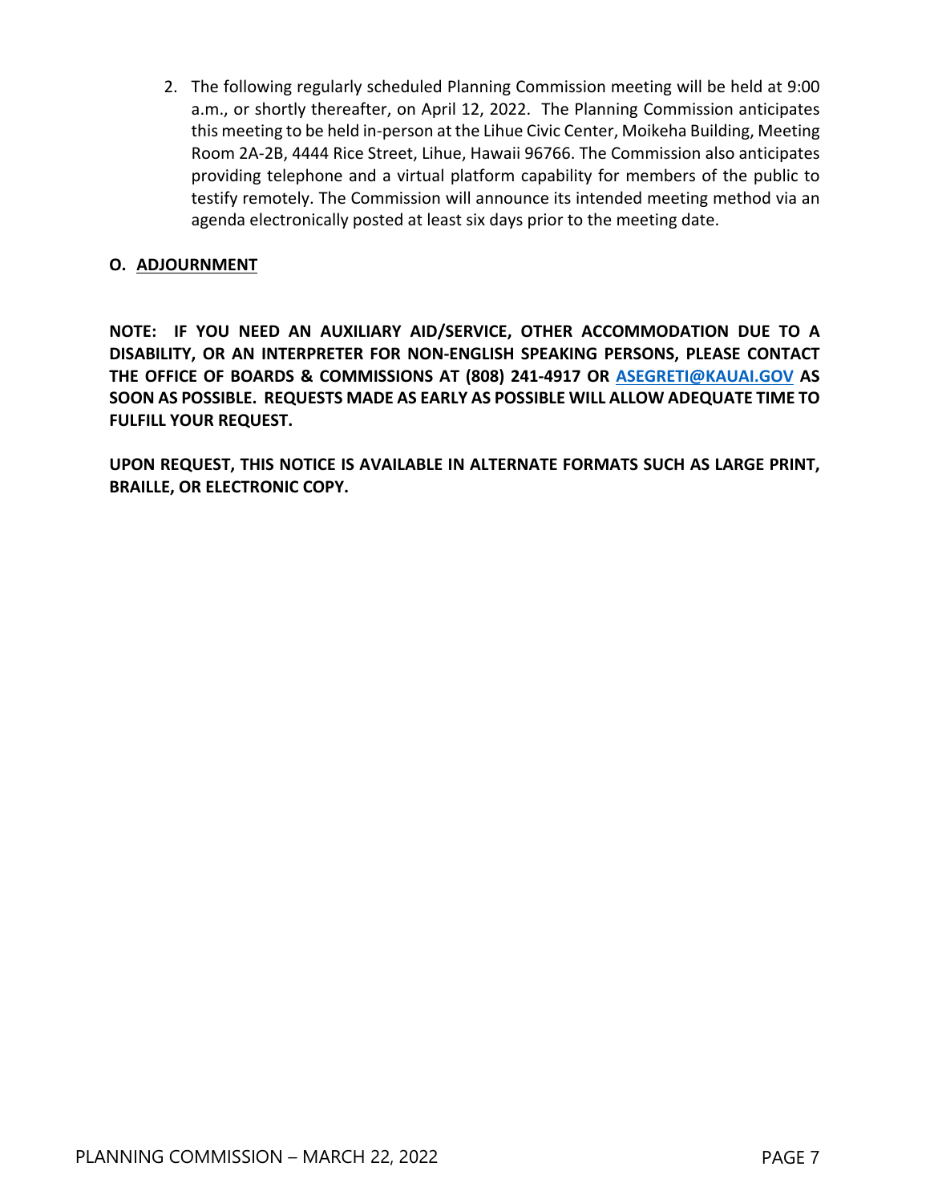2. The following regularly scheduled Planning Commission meeting will be held at 9:00 a.m., or shortly thereafter, on April 12, 2022. The Planning Commission anticipates this meeting to be held in-person at the Lihue Civic Center, Moikeha Building, Meeting Room 2A-2B, 4444 Rice Street, Lihue, Hawaii 96766. The Commission also anticipates providing telephone and a virtual platform capability for members of the public to testify remotely. The Commission will announce its intended meeting method via an agenda electronically posted at least six days prior to the meeting date.

## O. ADJOURNMENT

**NOTE: IF YOU NEED AN AUXILIARY AID/SERVICE, OTHER ACCOMMODATION DUE TO A DISABILITY, OR AN INTERPRETER FOR NON-ENGLISH SPEAKING PERSONS, PLEASE CONTACT THE OFFICE OF BOARDS & COMMISSIONS AT (808) 241-4917 OR ASEGRETI@KAUAI.GOV AS SOON AS POSSIBLE. REQUESTS MADE AS EARLY AS POSSIBLE WILL ALLOW ADEQUATE TIME TO FULFILL YOUR REQUEST.**

**UPON REQUEST, THIS NOTICE IS AVAILABLE IN ALTERNATE FORMATS SUCH AS LARGE PRINT, BRAILLE, OR ELECTRONIC COPY.**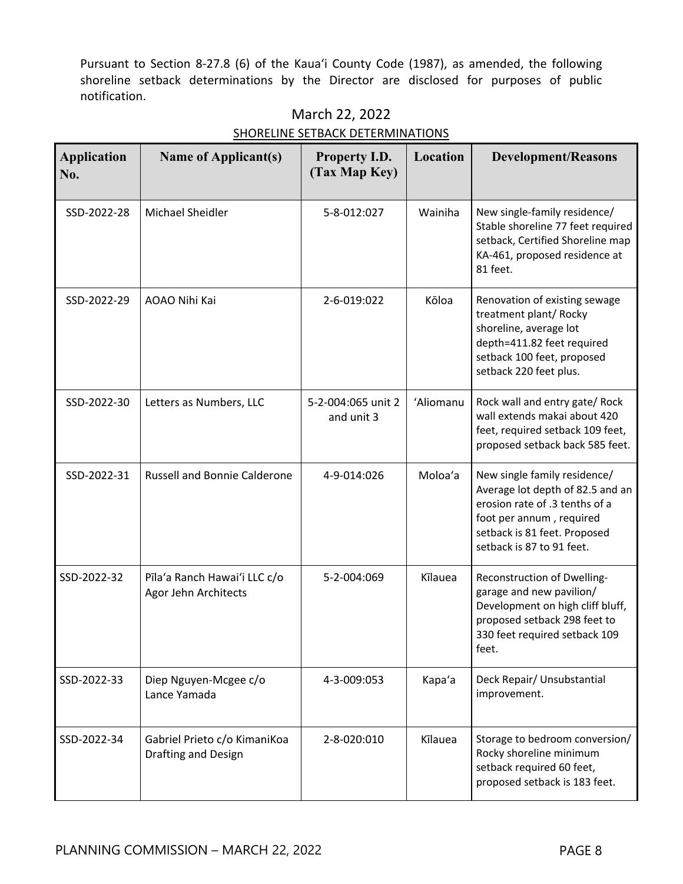Pursuant to Section 8-27.8 (6) of the Kauaʻi County Code (1987), as amended, the following shoreline setback determinations by the Director are disclosed for purposes of public notification.

March 22, 2022

SHORELINE SETBACK DETERMINATIONS

| Application No. | Name of Applicant(s) | Property I.D. (Tax Map Key) | Location | Development/Reasons |
|---|---|---|---|---|
| SSD-2022-28 | Michael Sheidler | 5-8-012:027 | Wainiha | New single-family residence/ Stable shoreline 77 feet required setback, Certified Shoreline map KA-461, proposed residence at 81 feet. |
| SSD-2022-29 | AOAO Nihi Kai | 2-6-019:022 | Kōloa | Renovation of existing sewage treatment plant/ Rocky shoreline, average lot depth=411.82 feet required setback 100 feet, proposed setback 220 feet plus. |
| SSD-2022-30 | Letters as Numbers, LLC | 5-2-004:065 unit 2 and unit 3 | ʻAliomanu | Rock wall and entry gate/ Rock wall extends makai about 420 feet, required setback 109 feet, proposed setback back 585 feet. |
| SSD-2022-31 | Russell and Bonnie Calderone | 4-9-014:026 | Moloaʻa | New single family residence/ Average lot depth of 82.5 and an erosion rate of .3 tenths of a foot per annum , required setback is 81 feet. Proposed setback is 87 to 91 feet. |
| SSD-2022-32 | Pīlaʻa Ranch Hawaiʻi LLC c/o Agor Jehn Architects | 5-2-004:069 | Kīlauea | Reconstruction of Dwelling-garage and new pavilion/ Development on high cliff bluff, proposed setback 298 feet to 330 feet required setback 109 feet. |
| SSD-2022-33 | Diep Nguyen-Mcgee c/o Lance Yamada | 4-3-009:053 | Kapaʻa | Deck Repair/ Unsubstantial improvement. |
| SSD-2022-34 | Gabriel Prieto c/o KimaniKoa Drafting and Design | 2-8-020:010 | Kīlauea | Storage to bedroom conversion/ Rocky shoreline minimum setback required 60 feet, proposed setback is 183 feet. |